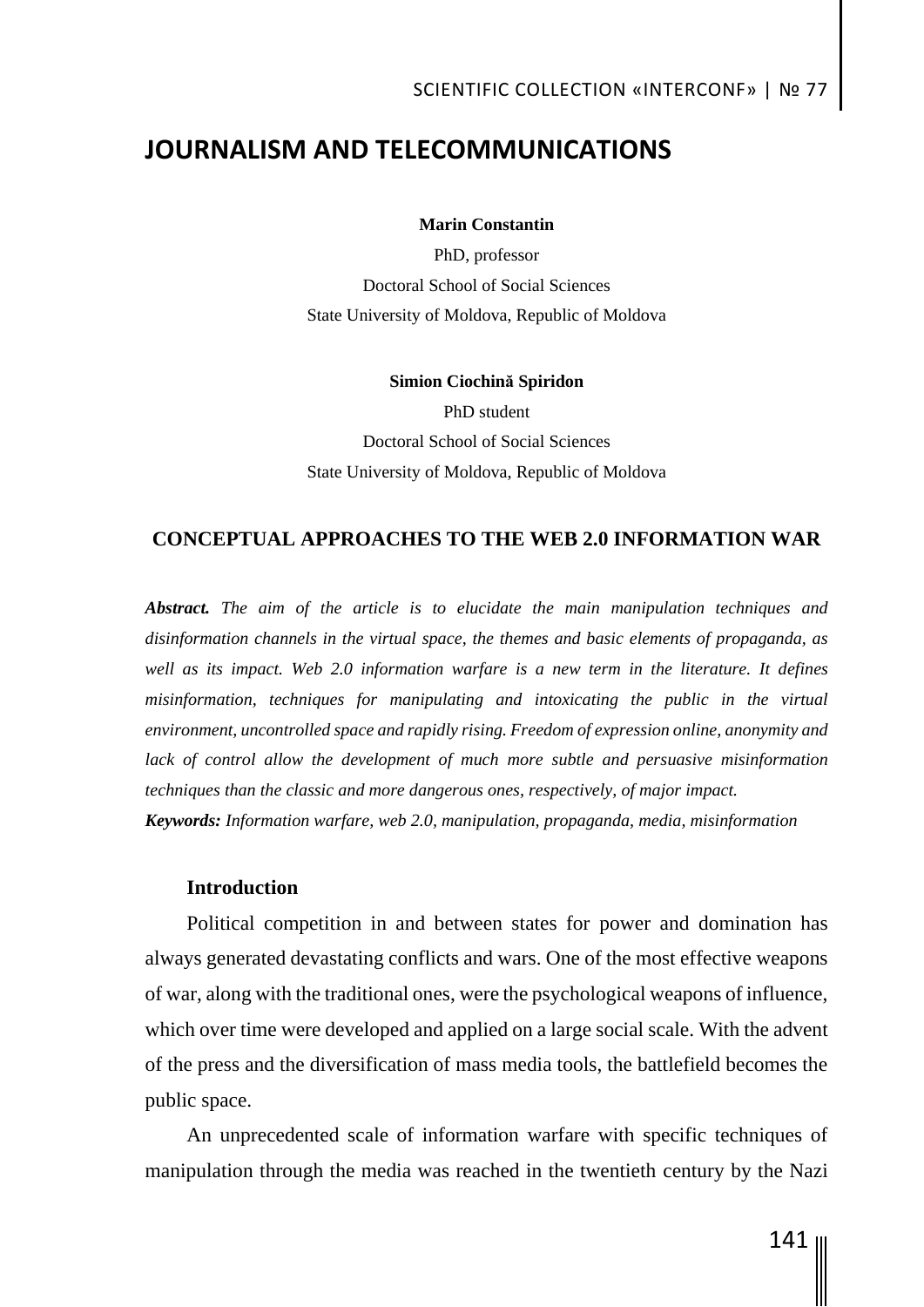# JOURNALISM AND TELECOMMUNICATIONS

**Marin Constantin**

PhD, professor

Doctoral School of Social Sciences

State University of Moldova, Republic of Moldova

**Simion Ciochină Spiridon**

PhD student

Doctoral School of Social Sciences

State University of Moldova, Republic of Moldova

## CONCEPTUAL APPROACHES TO THE WEB 2.0 INFORMATION WAR

***Abstract.*** *The aim of the article is to elucidate the main manipulation techniques and disinformation channels in the virtual space, the themes and basic elements of propaganda, as well as its impact. Web 2.0 information warfare is a new term in the literature. It defines misinformation, techniques for manipulating and intoxicating the public in the virtual environment, uncontrolled space and rapidly rising. Freedom of expression online, anonymity and lack of control allow the development of much more subtle and persuasive misinformation techniques than the classic and more dangerous ones, respectively, of major impact.*

***Keywords:*** *Information warfare, web 2.0, manipulation, propaganda, media, misinformation*

### Introduction

Political competition in and between states for power and domination has always generated devastating conflicts and wars. One of the most effective weapons of war, along with the traditional ones, were the psychological weapons of influence, which over time were developed and applied on a large social scale. With the advent of the press and the diversification of mass media tools, the battlefield becomes the public space.

An unprecedented scale of information warfare with specific techniques of manipulation through the media was reached in the twentieth century by the Nazi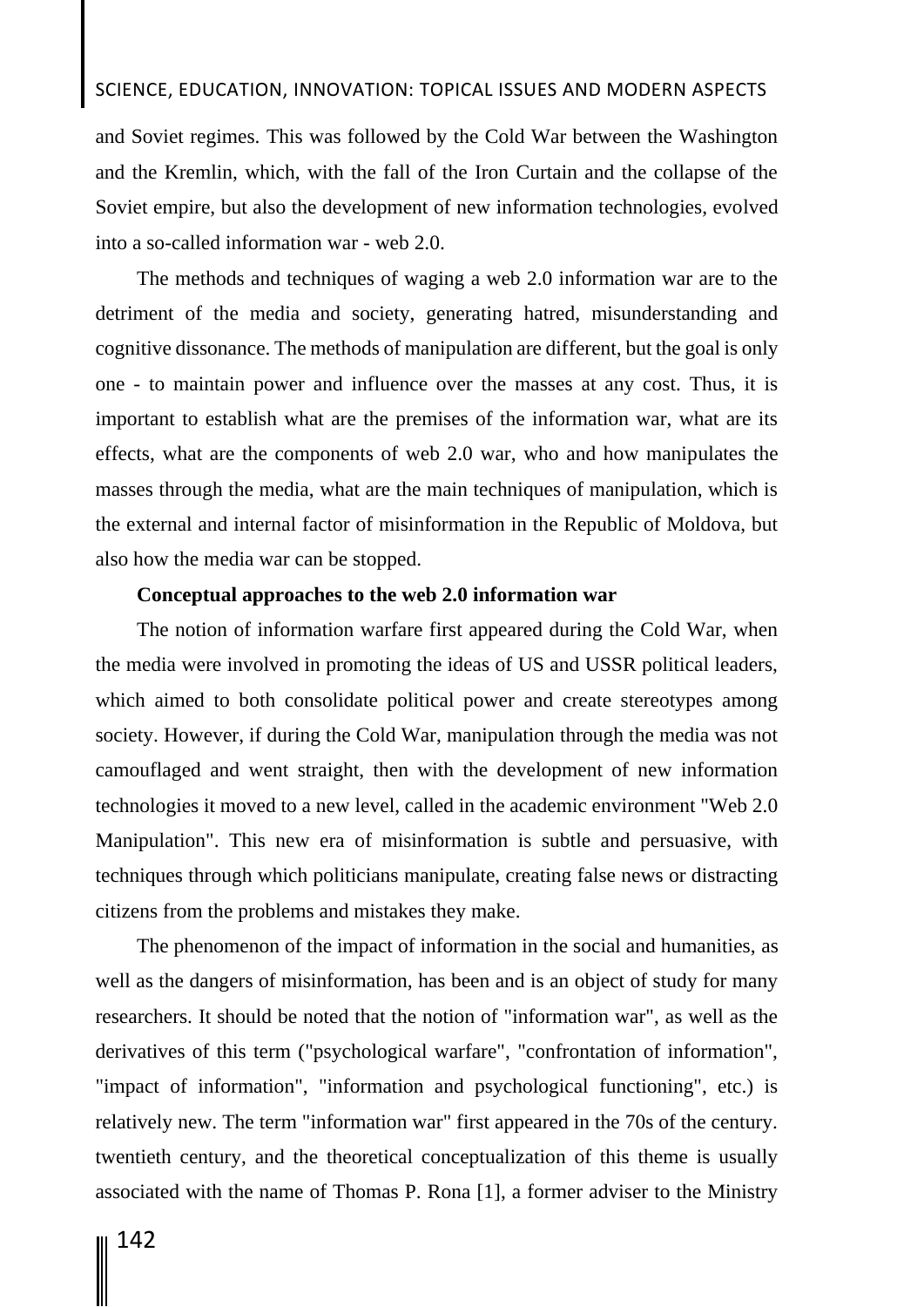and Soviet regimes. This was followed by the Cold War between the Washington and the Kremlin, which, with the fall of the Iron Curtain and the collapse of the Soviet empire, but also the development of new information technologies, evolved into a so-called information war - web 2.0.

The methods and techniques of waging a web 2.0 information war are to the detriment of the media and society, generating hatred, misunderstanding and cognitive dissonance. The methods of manipulation are different, but the goal is only one - to maintain power and influence over the masses at any cost. Thus, it is important to establish what are the premises of the information war, what are its effects, what are the components of web 2.0 war, who and how manipulates the masses through the media, what are the main techniques of manipulation, which is the external and internal factor of misinformation in the Republic of Moldova, but also how the media war can be stopped.

**Conceptual approaches to the web 2.0 information war**

The notion of information warfare first appeared during the Cold War, when the media were involved in promoting the ideas of US and USSR political leaders, which aimed to both consolidate political power and create stereotypes among society. However, if during the Cold War, manipulation through the media was not camouflaged and went straight, then with the development of new information technologies it moved to a new level, called in the academic environment "Web 2.0 Manipulation". This new era of misinformation is subtle and persuasive, with techniques through which politicians manipulate, creating false news or distracting citizens from the problems and mistakes they make.

The phenomenon of the impact of information in the social and humanities, as well as the dangers of misinformation, has been and is an object of study for many researchers. It should be noted that the notion of "information war", as well as the derivatives of this term ("psychological warfare", "confrontation of information", "impact of information", "information and psychological functioning", etc.) is relatively new. The term "information war" first appeared in the 70s of the century. twentieth century, and the theoretical conceptualization of this theme is usually associated with the name of Thomas P. Rona [1], a former adviser to the Ministry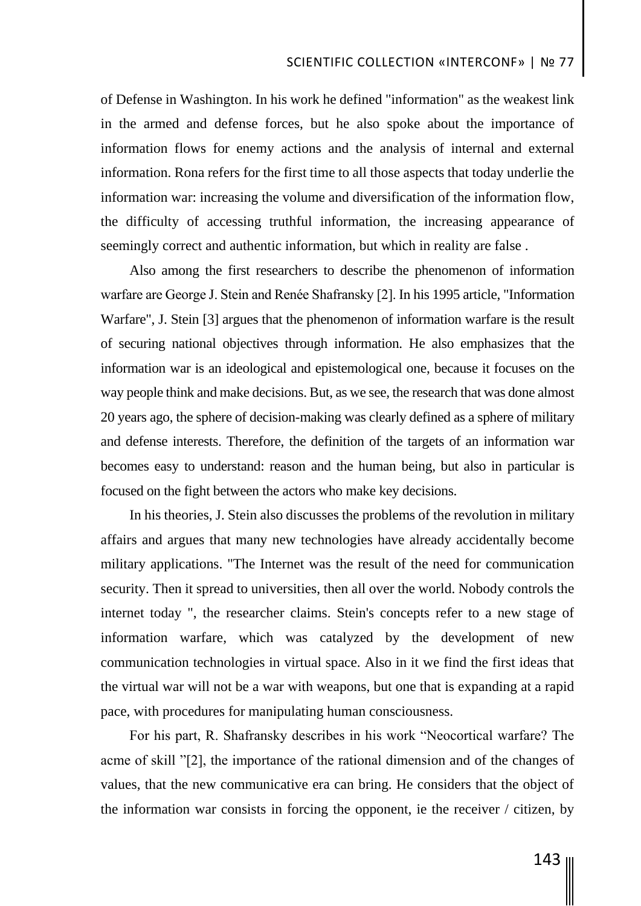of Defense in Washington. In his work he defined "information" as the weakest link in the armed and defense forces, but he also spoke about the importance of information flows for enemy actions and the analysis of internal and external information. Rona refers for the first time to all those aspects that today underlie the information war: increasing the volume and diversification of the information flow, the difficulty of accessing truthful information, the increasing appearance of seemingly correct and authentic information, but which in reality are false .

Also among the first researchers to describe the phenomenon of information warfare are George J. Stein and Renée Shafransky [2]. In his 1995 article, "Information Warfare", J. Stein [3] argues that the phenomenon of information warfare is the result of securing national objectives through information. He also emphasizes that the information war is an ideological and epistemological one, because it focuses on the way people think and make decisions. But, as we see, the research that was done almost 20 years ago, the sphere of decision-making was clearly defined as a sphere of military and defense interests. Therefore, the definition of the targets of an information war becomes easy to understand: reason and the human being, but also in particular is focused on the fight between the actors who make key decisions.

In his theories, J. Stein also discusses the problems of the revolution in military affairs and argues that many new technologies have already accidentally become military applications. "The Internet was the result of the need for communication security. Then it spread to universities, then all over the world. Nobody controls the internet today ", the researcher claims. Stein's concepts refer to a new stage of information warfare, which was catalyzed by the development of new communication technologies in virtual space. Also in it we find the first ideas that the virtual war will not be a war with weapons, but one that is expanding at a rapid pace, with procedures for manipulating human consciousness.

For his part, R. Shafransky describes in his work "Neocortical warfare? The acme of skill "[2], the importance of the rational dimension and of the changes of values, that the new communicative era can bring. He considers that the object of the information war consists in forcing the opponent, ie the receiver / citizen, by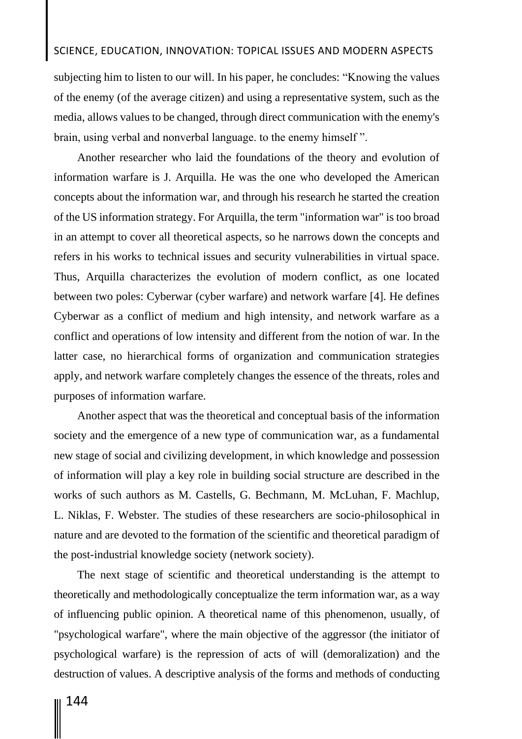subjecting him to listen to our will. In his paper, he concludes: "Knowing the values of the enemy (of the average citizen) and using a representative system, such as the media, allows values to be changed, through direct communication with the enemy's brain, using verbal and nonverbal language. to the enemy himself ".

Another researcher who laid the foundations of the theory and evolution of information warfare is J. Arquilla. He was the one who developed the American concepts about the information war, and through his research he started the creation of the US information strategy. For Arquilla, the term "information war" is too broad in an attempt to cover all theoretical aspects, so he narrows down the concepts and refers in his works to technical issues and security vulnerabilities in virtual space. Thus, Arquilla characterizes the evolution of modern conflict, as one located between two poles: Cyberwar (cyber warfare) and network warfare [4]. He defines Cyberwar as a conflict of medium and high intensity, and network warfare as a conflict and operations of low intensity and different from the notion of war. In the latter case, no hierarchical forms of organization and communication strategies apply, and network warfare completely changes the essence of the threats, roles and purposes of information warfare.

Another aspect that was the theoretical and conceptual basis of the information society and the emergence of a new type of communication war, as a fundamental new stage of social and civilizing development, in which knowledge and possession of information will play a key role in building social structure are described in the works of such authors as M. Castells, G. Bechmann, M. McLuhan, F. Machlup, L. Niklas, F. Webster. The studies of these researchers are socio-philosophical in nature and are devoted to the formation of the scientific and theoretical paradigm of the post-industrial knowledge society (network society).

The next stage of scientific and theoretical understanding is the attempt to theoretically and methodologically conceptualize the term information war, as a way of influencing public opinion. A theoretical name of this phenomenon, usually, of "psychological warfare", where the main objective of the aggressor (the initiator of psychological warfare) is the repression of acts of will (demoralization) and the destruction of values. A descriptive analysis of the forms and methods of conducting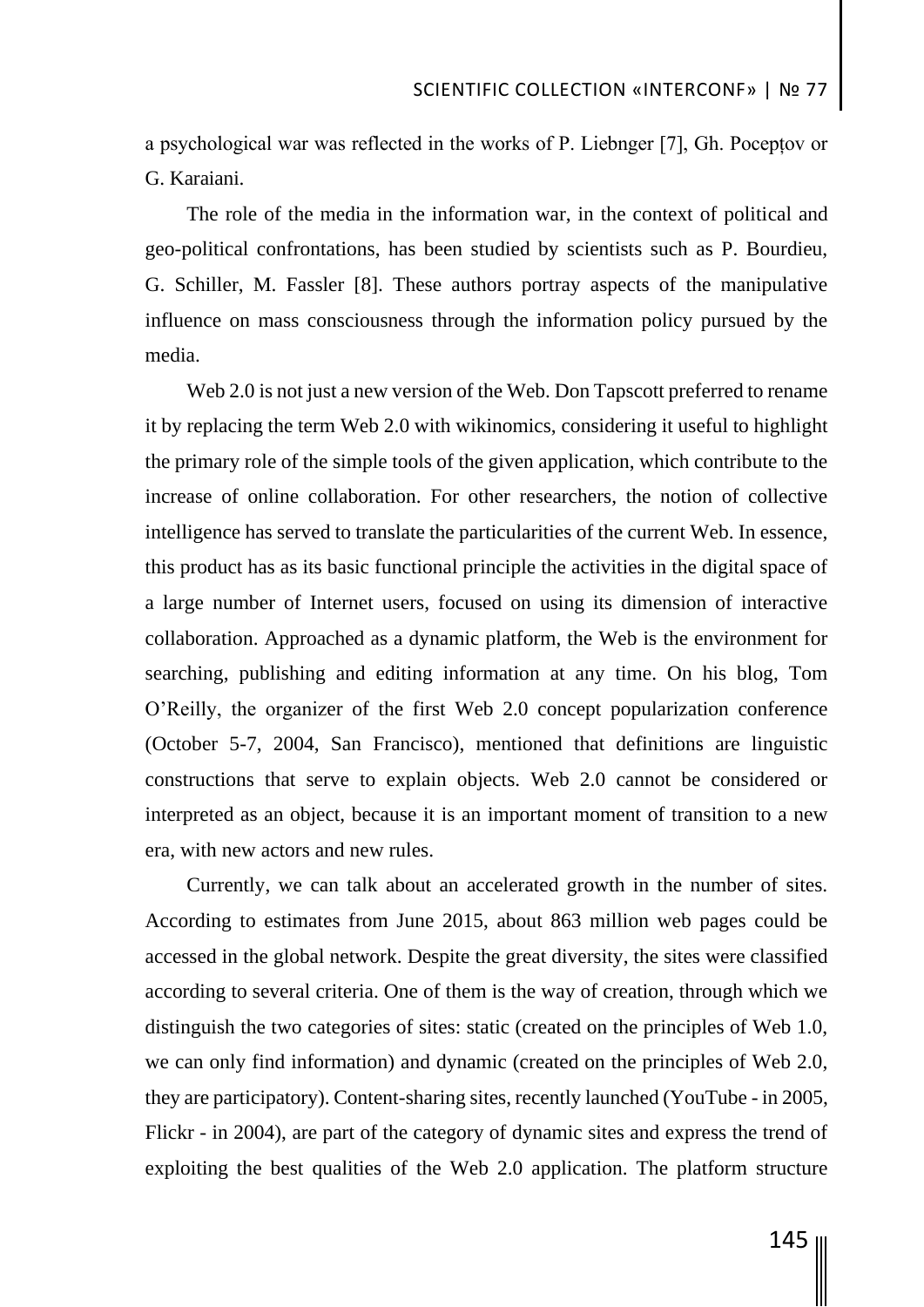a psychological war was reflected in the works of P. Liebnger [7], Gh. Pocepțov or G. Karaiani.

The role of the media in the information war, in the context of political and geo-political confrontations, has been studied by scientists such as P. Bourdieu, G. Schiller, M. Fassler [8]. These authors portray aspects of the manipulative influence on mass consciousness through the information policy pursued by the media.

Web 2.0 is not just a new version of the Web. Don Tapscott preferred to rename it by replacing the term Web 2.0 with wikinomics, considering it useful to highlight the primary role of the simple tools of the given application, which contribute to the increase of online collaboration. For other researchers, the notion of collective intelligence has served to translate the particularities of the current Web. In essence, this product has as its basic functional principle the activities in the digital space of a large number of Internet users, focused on using its dimension of interactive collaboration. Approached as a dynamic platform, the Web is the environment for searching, publishing and editing information at any time. On his blog, Tom O'Reilly, the organizer of the first Web 2.0 concept popularization conference (October 5-7, 2004, San Francisco), mentioned that definitions are linguistic constructions that serve to explain objects. Web 2.0 cannot be considered or interpreted as an object, because it is an important moment of transition to a new era, with new actors and new rules.

Currently, we can talk about an accelerated growth in the number of sites. According to estimates from June 2015, about 863 million web pages could be accessed in the global network. Despite the great diversity, the sites were classified according to several criteria. One of them is the way of creation, through which we distinguish the two categories of sites: static (created on the principles of Web 1.0, we can only find information) and dynamic (created on the principles of Web 2.0, they are participatory). Content-sharing sites, recently launched (YouTube - in 2005, Flickr - in 2004), are part of the category of dynamic sites and express the trend of exploiting the best qualities of the Web 2.0 application. The platform structure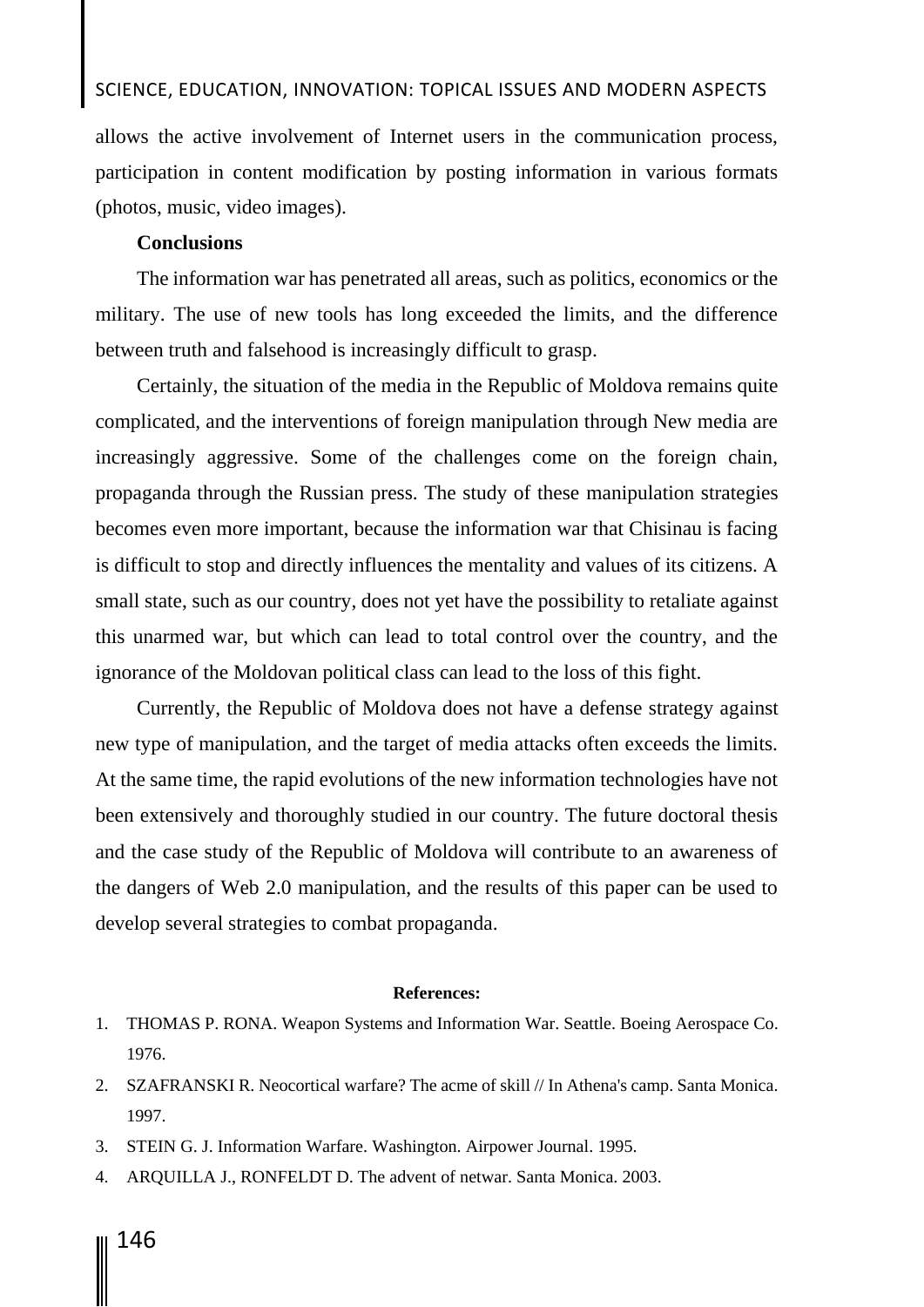allows the active involvement of Internet users in the communication process, participation in content modification by posting information in various formats (photos, music, video images).

**Conclusions**

The information war has penetrated all areas, such as politics, economics or the military. The use of new tools has long exceeded the limits, and the difference between truth and falsehood is increasingly difficult to grasp.

Certainly, the situation of the media in the Republic of Moldova remains quite complicated, and the interventions of foreign manipulation through New media are increasingly aggressive. Some of the challenges come on the foreign chain, propaganda through the Russian press. The study of these manipulation strategies becomes even more important, because the information war that Chisinau is facing is difficult to stop and directly influences the mentality and values of its citizens. A small state, such as our country, does not yet have the possibility to retaliate against this unarmed war, but which can lead to total control over the country, and the ignorance of the Moldovan political class can lead to the loss of this fight.

Currently, the Republic of Moldova does not have a defense strategy against new type of manipulation, and the target of media attacks often exceeds the limits. At the same time, the rapid evolutions of the new information technologies have not been extensively and thoroughly studied in our country. The future doctoral thesis and the case study of the Republic of Moldova will contribute to an awareness of the dangers of Web 2.0 manipulation, and the results of this paper can be used to develop several strategies to combat propaganda.

**References:**

1. THOMAS P. RONA. Weapon Systems and Information War. Seattle. Boeing Aerospace Co. 1976.
2. SZAFRANSKI R. Neocortical warfare? The acme of skill // In Athena's camp. Santa Monica. 1997.
3. STEIN G. J. Information Warfare. Washington. Airpower Journal. 1995.
4. ARQUILLA J., RONFELDT D. The advent of netwar. Santa Monica. 2003.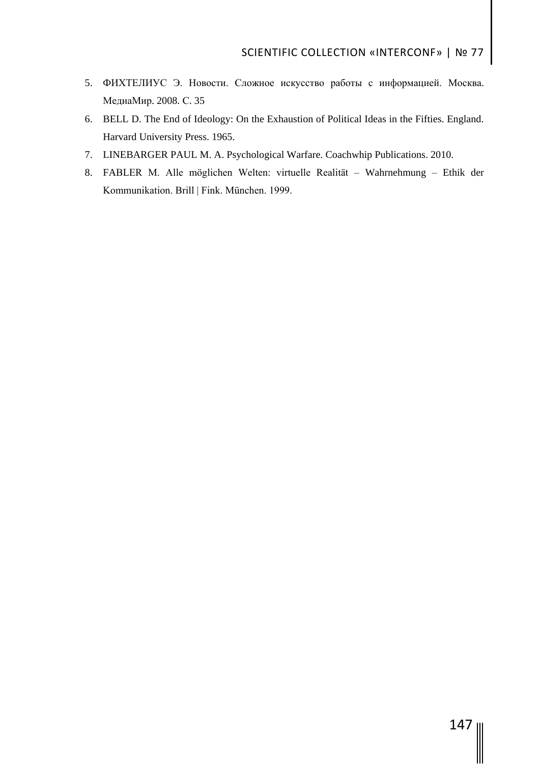5. ФИХТЕЛИУС Э. Новости. Сложное искусство работы с информацией. Москва. МедиаМир. 2008. С. 35
6. BELL D. The End of Ideology: On the Exhaustion of Political Ideas in the Fifties. England. Harvard University Press. 1965.
7. LINEBARGER PAUL M. A. Psychological Warfare. Coachwhip Publications. 2010.
8. FABLER M. Alle möglichen Welten: virtuelle Realität – Wahrnehmung – Ethik der Kommunikation. Brill | Fink. München. 1999.